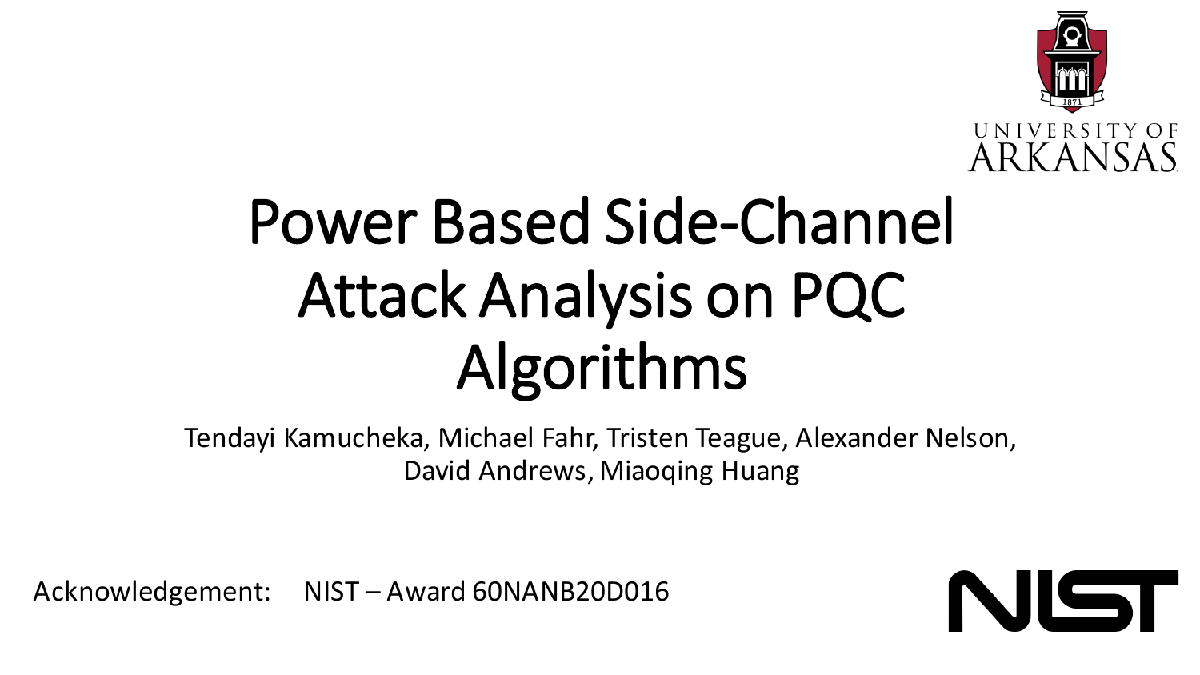UNIVERSITY OF ARKANSAS

# Power Based Side-Channel Attack Analysis on PQC Algorithms

Tendayi Kamucheka, Michael Fahr, Tristen Teague, Alexander Nelson, David Andrews, Miaoqing Huang

Acknowledgement: NIST – Award 60NANB20D016

NIST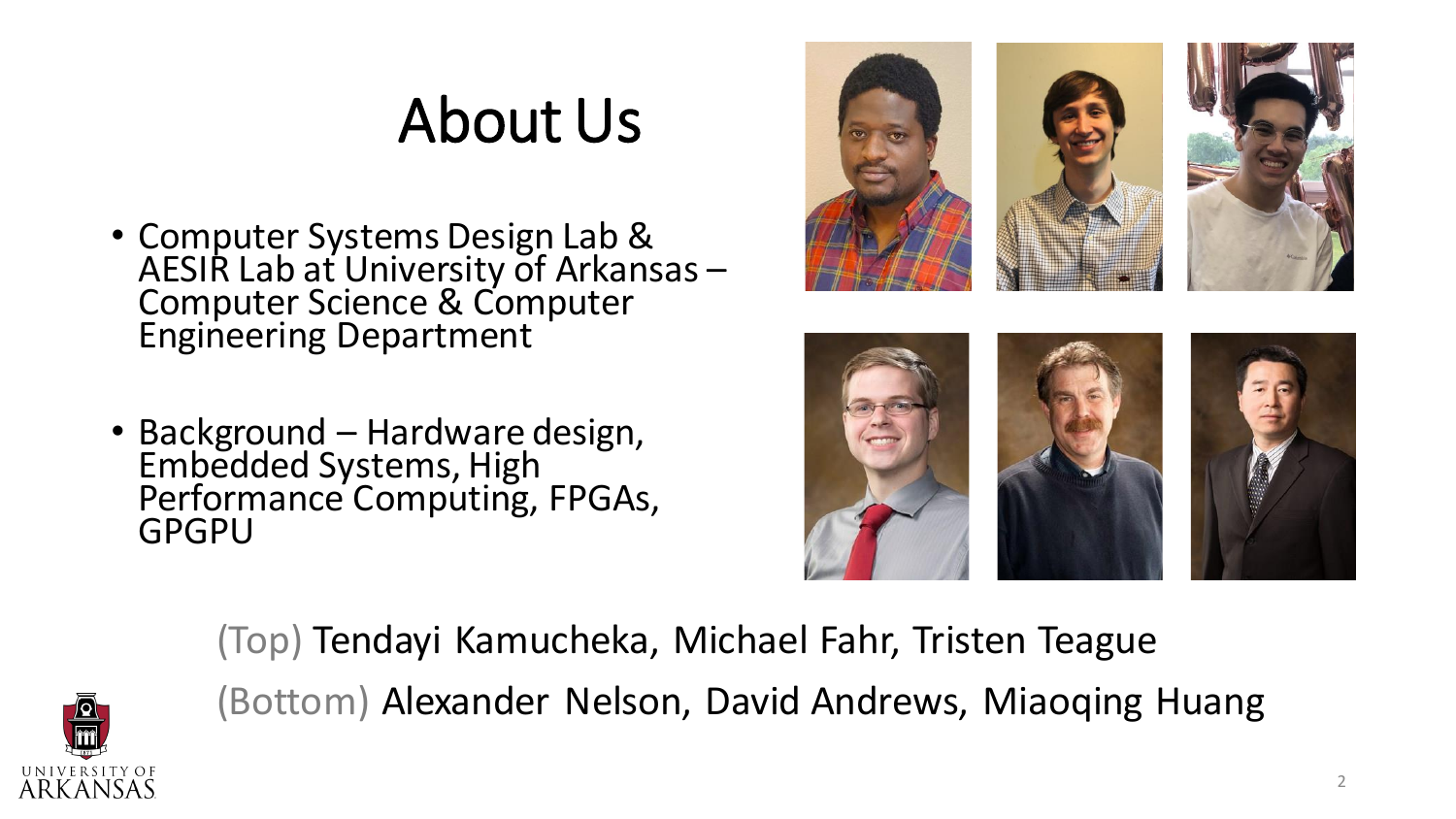# About Us

- Computer Systems Design Lab & AESIR Lab at University of Arkansas – Computer Science & Computer Engineering Department
- Background – Hardware design, Embedded Systems, High Performance Computing, FPGAs, GPGPU

(Top) Tendayi Kamucheka, Michael Fahr, Tristen Teague

(Bottom) Alexander Nelson, David Andrews, Miaoqing Huang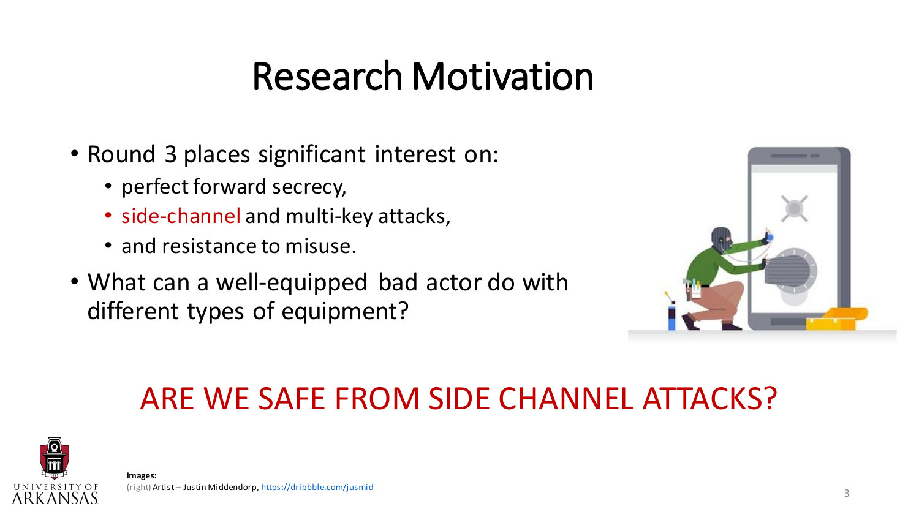# Research Motivation

- Round 3 places significant interest on:
  - perfect forward secrecy,
  - side-channel and multi-key attacks,
  - and resistance to misuse.
- What can a well-equipped bad actor do with different types of equipment?

## ARE WE SAFE FROM SIDE CHANNEL ATTACKS?

**Images:**
(right) Artist – Justin Middendorp, https://dribbble.com/jusmid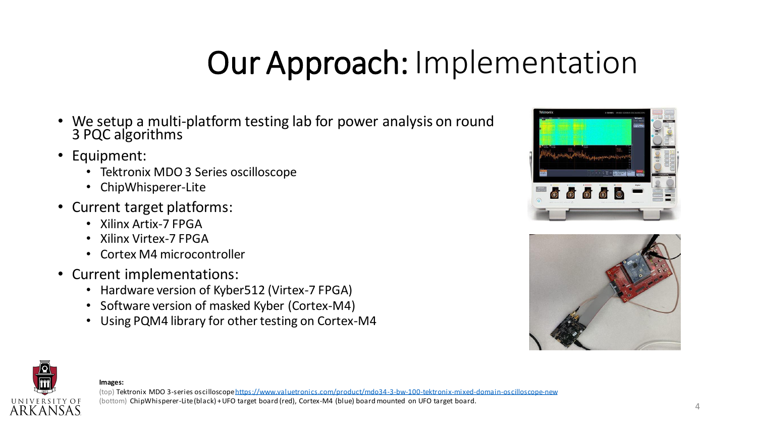# Our Approach: Implementation

- We setup a multi-platform testing lab for power analysis on round 3 PQC algorithms
- Equipment:
  - Tektronix MDO 3 Series oscilloscope
  - ChipWhisperer-Lite
- Current target platforms:
  - Xilinx Artix-7 FPGA
  - Xilinx Virtex-7 FPGA
  - Cortex M4 microcontroller
- Current implementations:
  - Hardware version of Kyber512 (Virtex-7 FPGA)
  - Software version of masked Kyber (Cortex-M4)
  - Using PQM4 library for other testing on Cortex-M4

**Images:**

(top) Tektronix MDO 3-series oscilloscope https://www.valuetronics.com/product/mdo34-3-bw-100-tektronix-mixed-domain-oscilloscope-new

(bottom) ChipWhisperer-Lite (black) + UFO target board (red), Cortex-M4 (blue) board mounted on UFO target board.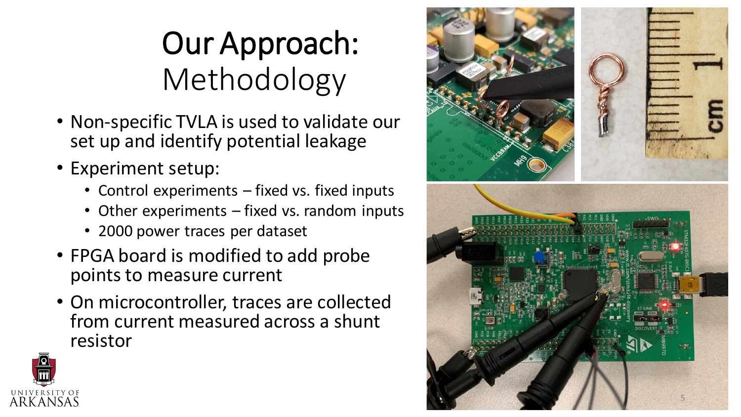# Our Approach: Methodology

- Non-specific TVLA is used to validate our set up and identify potential leakage
- Experiment setup:
  - Control experiments – fixed vs. fixed inputs
  - Other experiments – fixed vs. random inputs
  - 2000 power traces per dataset
- FPGA board is modified to add probe points to measure current
- On microcontroller, traces are collected from current measured across a shunt resistor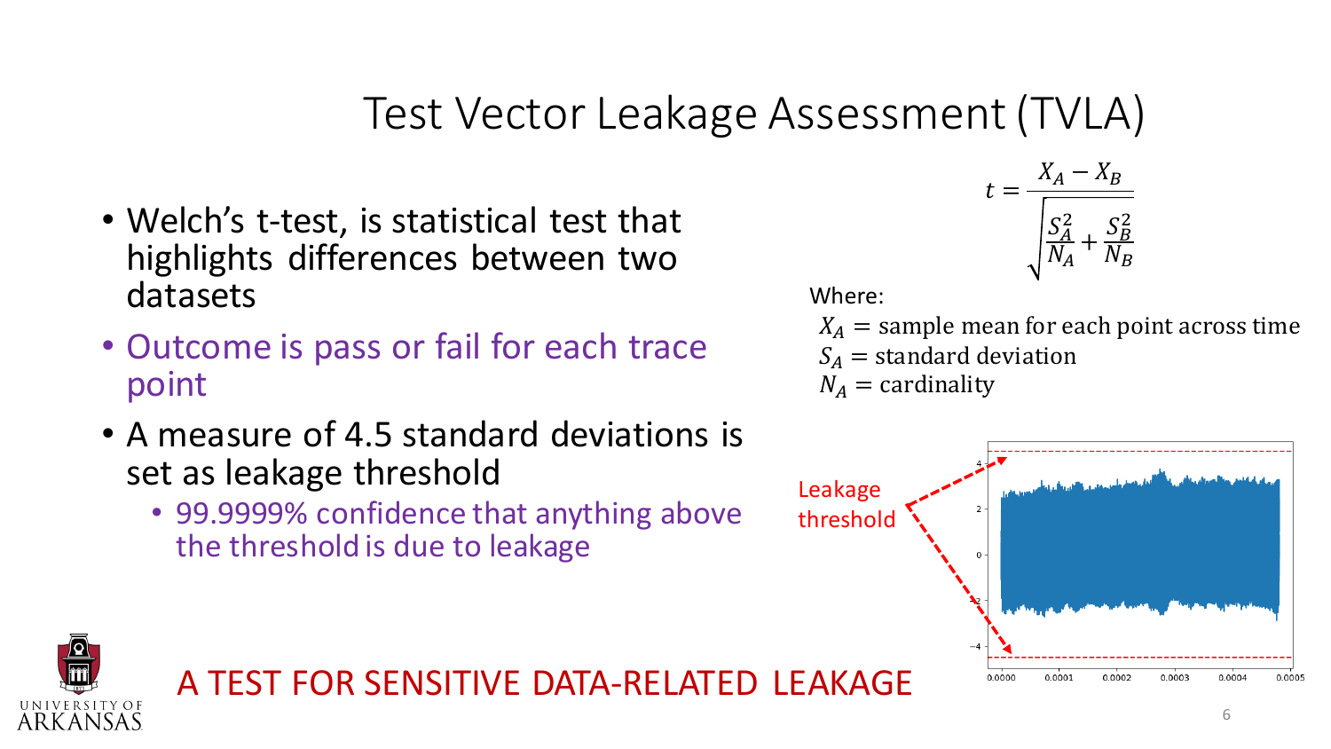# Test Vector Leakage Assessment (TVLA)

- Welch's t-test, is statistical test that highlights differences between two datasets
- Outcome is pass or fail for each trace point
- A measure of 4.5 standard deviations is set as leakage threshold
  - 99.9999% confidence that anything above the threshold is due to leakage

$$t = \frac{X_A - X_B}{\sqrt{\frac{S_A^2}{N_A} + \frac{S_B^2}{N_B}}}$$

Where:

$X_A$ = sample mean for each point across time
$S_A$ = standard deviation
$N_A$ = cardinality

Leakage threshold

A TEST FOR SENSITIVE DATA-RELATED LEAKAGE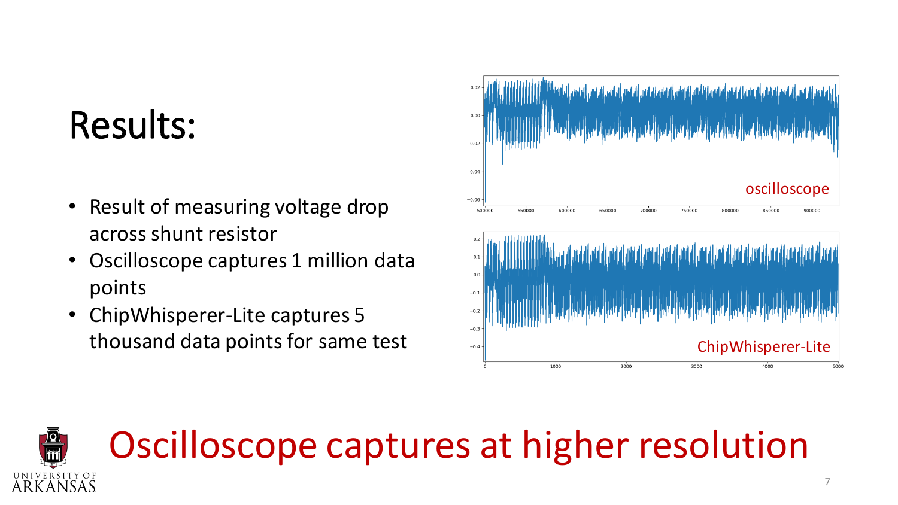# Results:

- Result of measuring voltage drop across shunt resistor
- Oscilloscope captures 1 million data points
- ChipWhisperer-Lite captures 5 thousand data points for same test

oscilloscope

ChipWhisperer-Lite

## Oscilloscope captures at higher resolution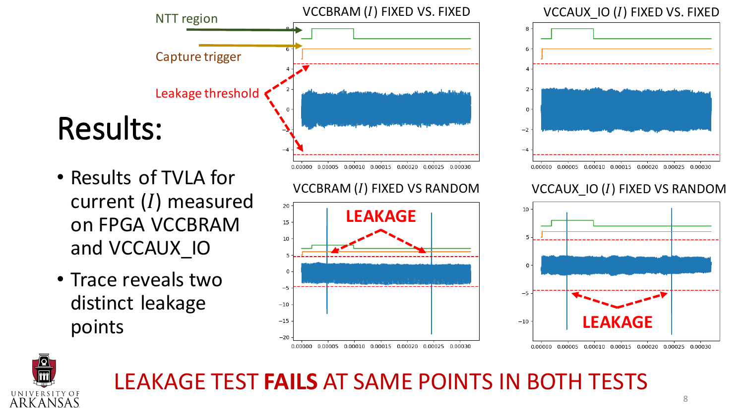# Results:

- Results of TVLA for current ($I$) measured on FPGA VCCBRAM and VCCAUX_IO
- Trace reveals two distinct leakage points

NTT region

Capture trigger

Leakage threshold

VCCBRAM ($I$) FIXED VS. FIXED

VCCAUX_IO ($I$) FIXED VS. FIXED

VCCBRAM ($I$) FIXED VS RANDOM

LEAKAGE

VCCAUX_IO ($I$) FIXED VS RANDOM

LEAKAGE

LEAKAGE TEST **FAILS** AT SAME POINTS IN BOTH TESTS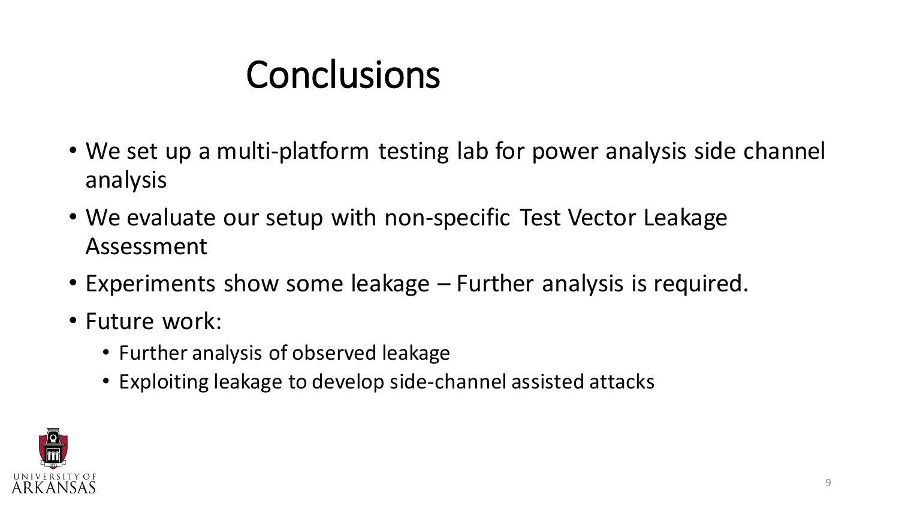# Conclusions

- We set up a multi-platform testing lab for power analysis side channel analysis
- We evaluate our setup with non-specific Test Vector Leakage Assessment
- Experiments show some leakage – Further analysis is required.
- Future work:
  - Further analysis of observed leakage
  - Exploiting leakage to develop side-channel assisted attacks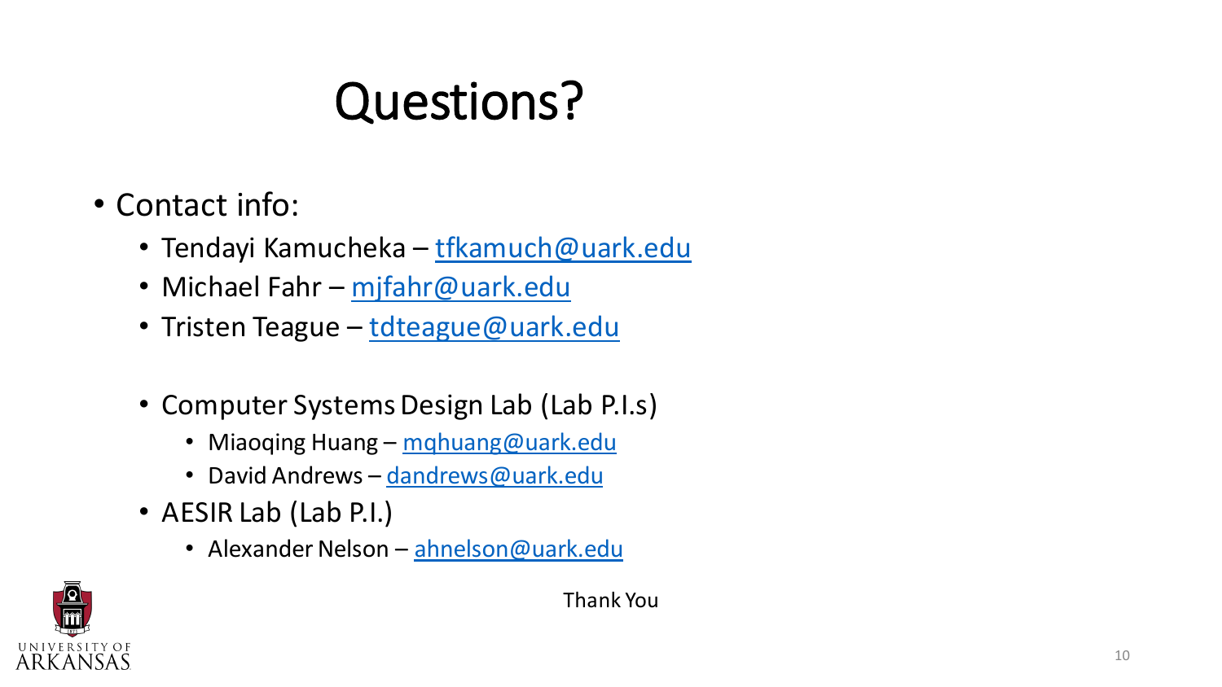# Questions?

- Contact info:
  - Tendayi Kamucheka – tfkamuch@uark.edu
  - Michael Fahr – mjfahr@uark.edu
  - Tristen Teague – tdteague@uark.edu

  - Computer Systems Design Lab (Lab P.I.s)
    - Miaoqing Huang – mqhuang@uark.edu
    - David Andrews – dandrews@uark.edu
  - AESIR Lab (Lab P.I.)
    - Alexander Nelson – ahnelson@uark.edu

UNIVERSITY OF ARKANSAS

Thank You